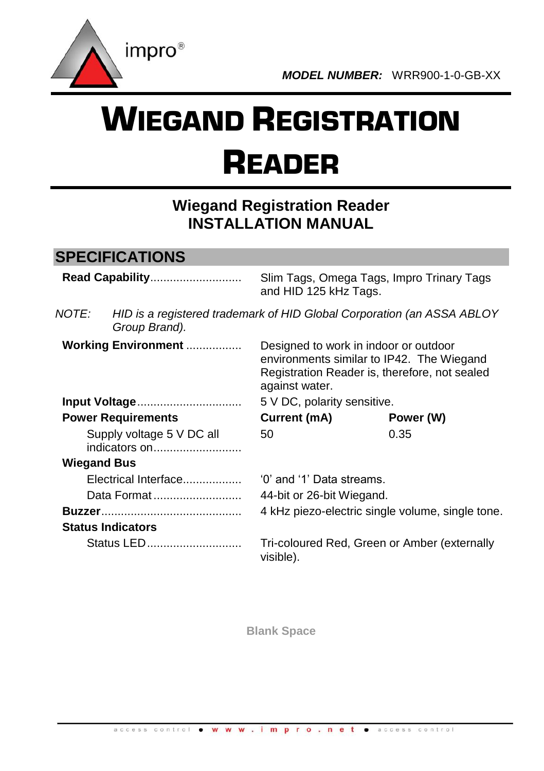impro®

***MODEL NUMBER:*** WRR900-1-0-GB-XX

# WIEGAND REGISTRATION READER

## Wiegand Registration Reader
## INSTALLATION MANUAL

## SPECIFICATIONS

**Read Capability**............................ Slim Tags, Omega Tags, Impro Trinary Tags and HID 125 kHz Tags.

*NOTE: HID is a registered trademark of HID Global Corporation (an ASSA ABLOY Group Brand).*

**Working Environment** ................. Designed to work in indoor or outdoor environments similar to IP42. The Wiegand Registration Reader is, therefore, not sealed against water.

**Input Voltage**................................ 5 V DC, polarity sensitive.

| **Power Requirements** | **Current (mA)** | **Power (W)** |
|---|---|---|
| Supply voltage 5 V DC all indicators on........................... | 50 | 0.35 |

**Wiegand Bus**

Electrical Interface.................. '0' and '1' Data streams.

Data Format........................... 44-bit or 26-bit Wiegand.

**Buzzer**........................................... 4 kHz piezo-electric single volume, single tone.

**Status Indicators**

Status LED............................. Tri-coloured Red, Green or Amber (externally visible).

Blank Space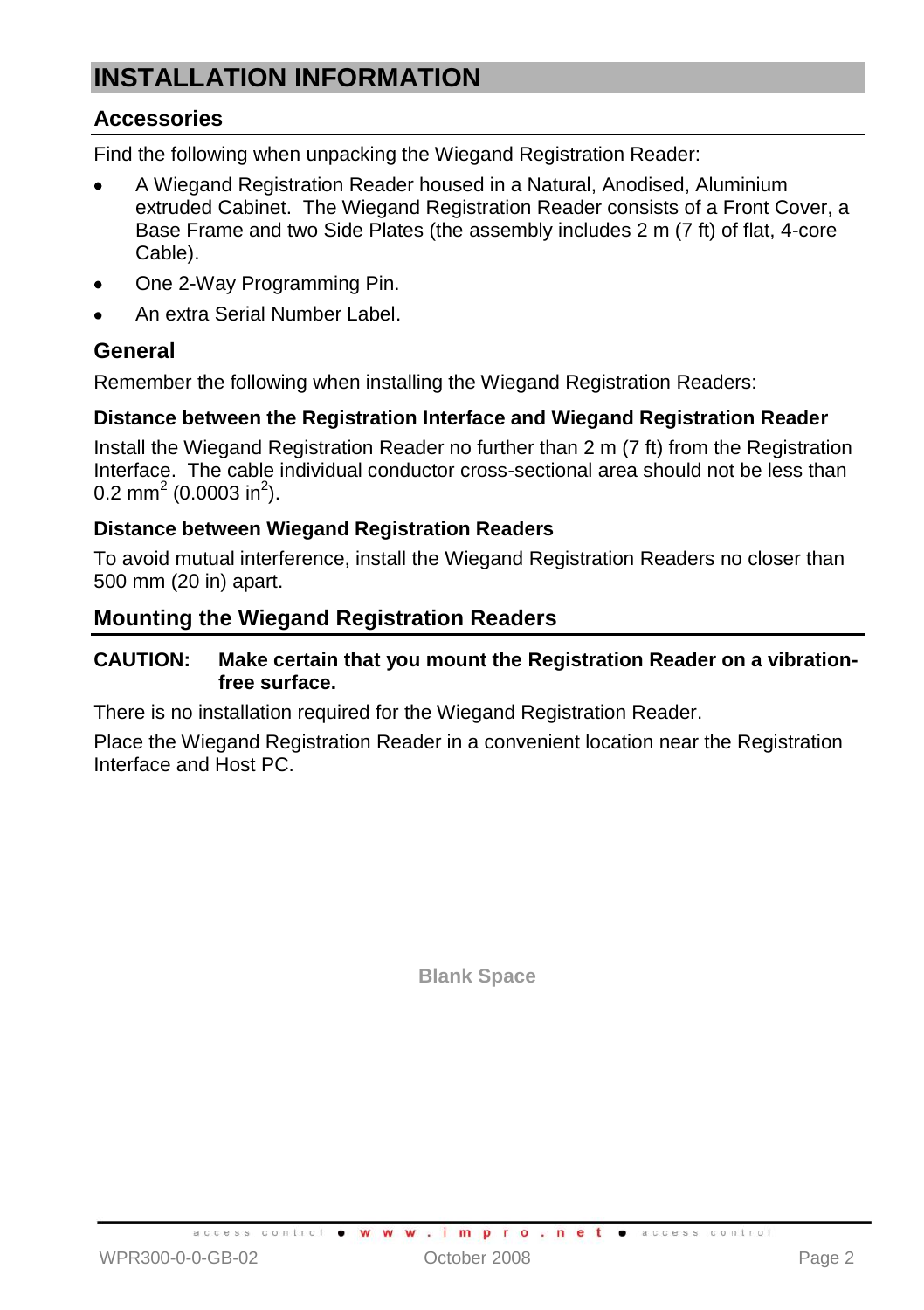# INSTALLATION INFORMATION

## Accessories

Find the following when unpacking the Wiegand Registration Reader:

- A Wiegand Registration Reader housed in a Natural, Anodised, Aluminium extruded Cabinet. The Wiegand Registration Reader consists of a Front Cover, a Base Frame and two Side Plates (the assembly includes 2 m (7 ft) of flat, 4-core Cable).
- One 2-Way Programming Pin.
- An extra Serial Number Label.

## General

Remember the following when installing the Wiegand Registration Readers:

### Distance between the Registration Interface and Wiegand Registration Reader

Install the Wiegand Registration Reader no further than 2 m (7 ft) from the Registration Interface. The cable individual conductor cross-sectional area should not be less than 0.2 $mm^2$ (0.0003 $in^2$).

### Distance between Wiegand Registration Readers

To avoid mutual interference, install the Wiegand Registration Readers no closer than 500 mm (20 in) apart.

## Mounting the Wiegand Registration Readers

**CAUTION: Make certain that you mount the Registration Reader on a vibration-free surface.**

There is no installation required for the Wiegand Registration Reader.

Place the Wiegand Registration Reader in a convenient location near the Registration Interface and Host PC.

Blank Space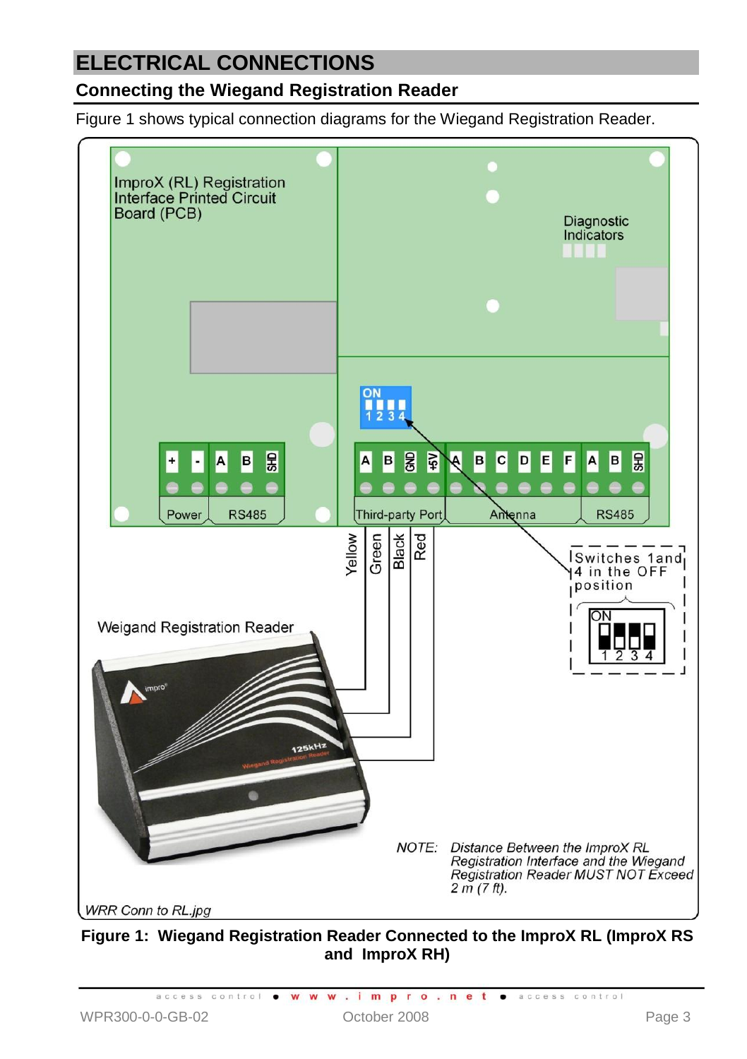# ELECTRICAL CONNECTIONS

## Connecting the Wiegand Registration Reader

Figure 1 shows typical connection diagrams for the Wiegand Registration Reader.

ImproX (RL) Registration Interface Printed Circuit Board (PCB)

Diagnostic Indicators

ON 1 2 3 4

| + | - | A | B | SHD |
|---|---|---|---|---|
| Power | | RS485 | | |

| A | B | GND | +5V | A | B | C | D | E | F | A | B | SHD |
|---|---|---|---|---|---|---|---|---|---|---|---|---|
| Third-party Port | | | | Antenna | | | | | | RS485 | | |

Yellow Green Black Red

Switches 1and 4 in the OFF position

ON 1 2 3 4

Weigand Registration Reader

*NOTE: Distance Between the ImproX RL Registration Interface and the Wiegand Registration Reader MUST NOT Exceed 2 m (7 ft).*

*WRR Conn to RL.jpg*

**Figure 1: Wiegand Registration Reader Connected to the ImproX RL (ImproX RS and ImproX RH)**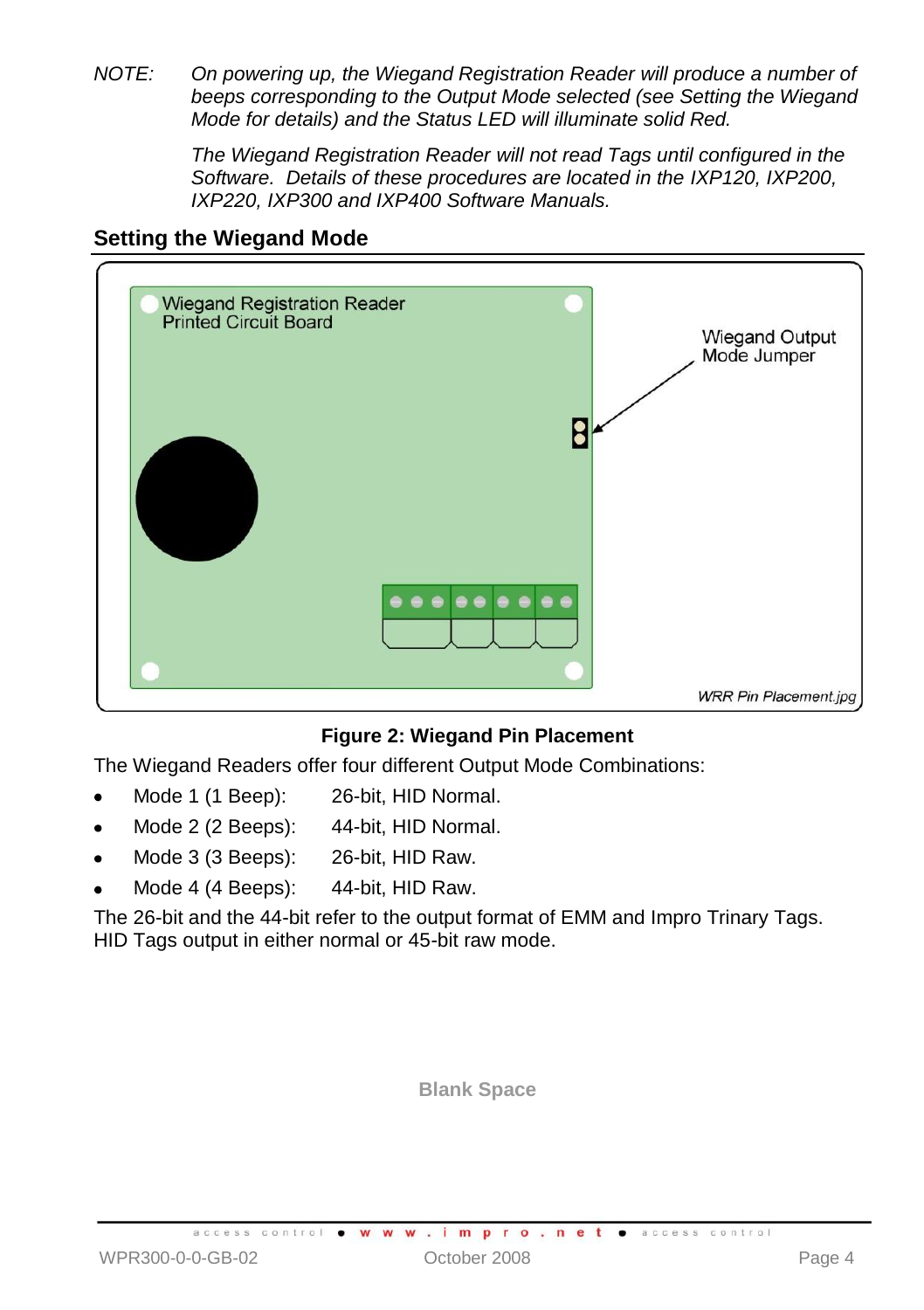*NOTE: On powering up, the Wiegand Registration Reader will produce a number of beeps corresponding to the Output Mode selected (see Setting the Wiegand Mode for details) and the Status LED will illuminate solid Red.*

*The Wiegand Registration Reader will not read Tags until configured in the Software. Details of these procedures are located in the IXP120, IXP200, IXP220, IXP300 and IXP400 Software Manuals.*

## Setting the Wiegand Mode

**Figure 2: Wiegand Pin Placement**

The Wiegand Readers offer four different Output Mode Combinations:

- Mode 1 (1 Beep): 26-bit, HID Normal.
- Mode 2 (2 Beeps): 44-bit, HID Normal.
- Mode 3 (3 Beeps): 26-bit, HID Raw.
- Mode 4 (4 Beeps): 44-bit, HID Raw.

The 26-bit and the 44-bit refer to the output format of EMM and Impro Trinary Tags. HID Tags output in either normal or 45-bit raw mode.

**Blank Space**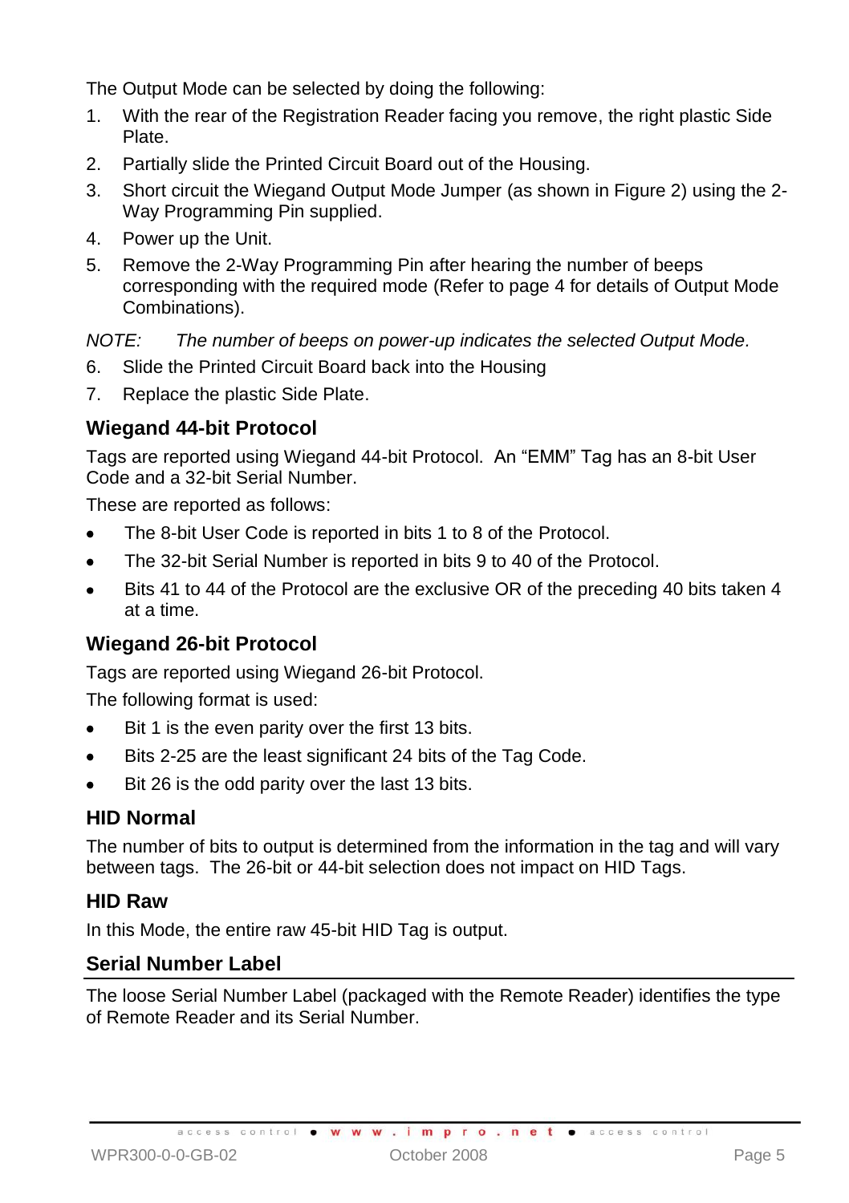The Output Mode can be selected by doing the following:

1. With the rear of the Registration Reader facing you remove, the right plastic Side Plate.
2. Partially slide the Printed Circuit Board out of the Housing.
3. Short circuit the Wiegand Output Mode Jumper (as shown in Figure 2) using the 2-Way Programming Pin supplied.
4. Power up the Unit.
5. Remove the 2-Way Programming Pin after hearing the number of beeps corresponding with the required mode (Refer to page 4 for details of Output Mode Combinations).

*NOTE: The number of beeps on power-up indicates the selected Output Mode.*

6. Slide the Printed Circuit Board back into the Housing
7. Replace the plastic Side Plate.

### Wiegand 44-bit Protocol

Tags are reported using Wiegand 44-bit Protocol. An “EMM” Tag has an 8-bit User Code and a 32-bit Serial Number.

These are reported as follows:

- The 8-bit User Code is reported in bits 1 to 8 of the Protocol.
- The 32-bit Serial Number is reported in bits 9 to 40 of the Protocol.
- Bits 41 to 44 of the Protocol are the exclusive OR of the preceding 40 bits taken 4 at a time.

### Wiegand 26-bit Protocol

Tags are reported using Wiegand 26-bit Protocol.

The following format is used:

- Bit 1 is the even parity over the first 13 bits.
- Bits 2-25 are the least significant 24 bits of the Tag Code.
- Bit 26 is the odd parity over the last 13 bits.

### HID Normal

The number of bits to output is determined from the information in the tag and will vary between tags. The 26-bit or 44-bit selection does not impact on HID Tags.

### HID Raw

In this Mode, the entire raw 45-bit HID Tag is output.

## Serial Number Label

The loose Serial Number Label (packaged with the Remote Reader) identifies the type of Remote Reader and its Serial Number.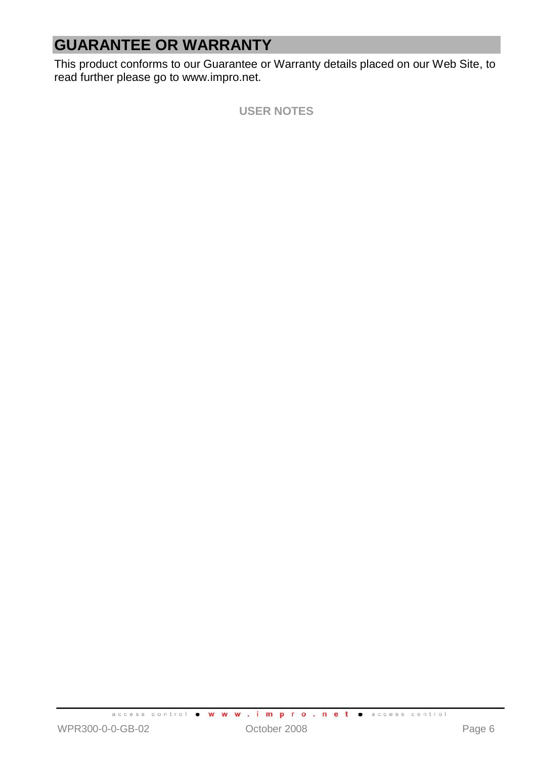# GUARANTEE OR WARRANTY

This product conforms to our Guarantee or Warranty details placed on our Web Site, to read further please go to www.impro.net.

**USER NOTES**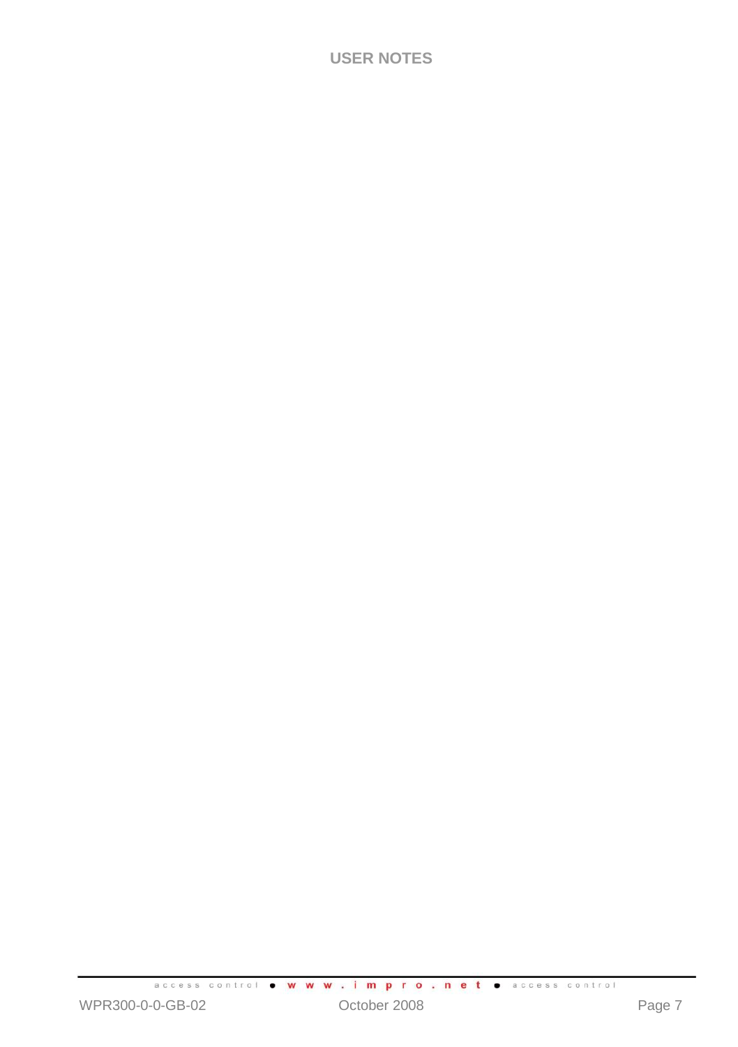# USER NOTES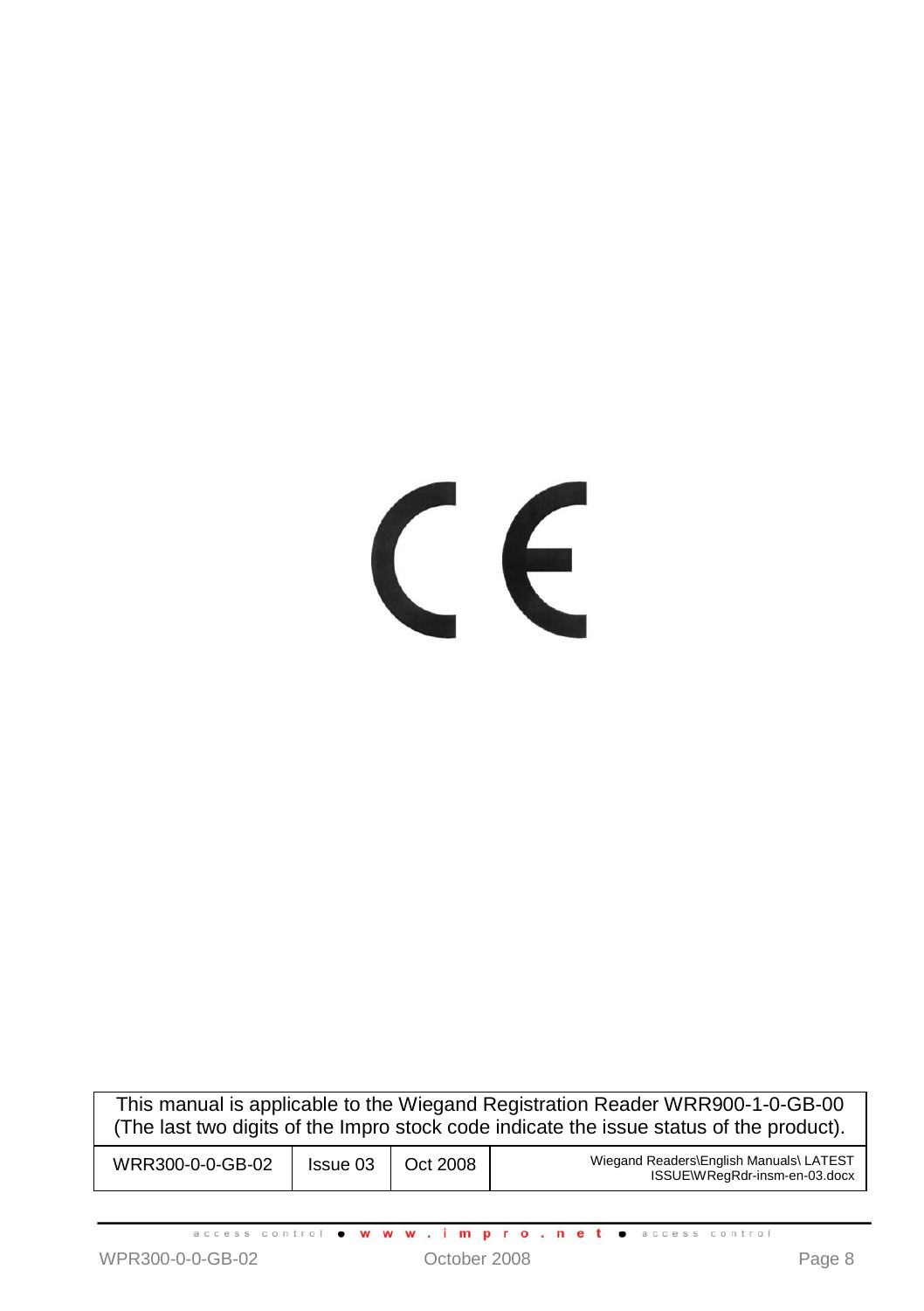| This manual is applicable to the Wiegand Registration Reader WRR900-1-0-GB-00 (The last two digits of the Impro stock code indicate the issue status of the product). | | | |
|---|---|---|---|
| WRR300-0-0-GB-02 | Issue 03 | Oct 2008 | Wiegand Readers\English Manuals\ LATEST ISSUE\WRegRdr-insm-en-03.docx |